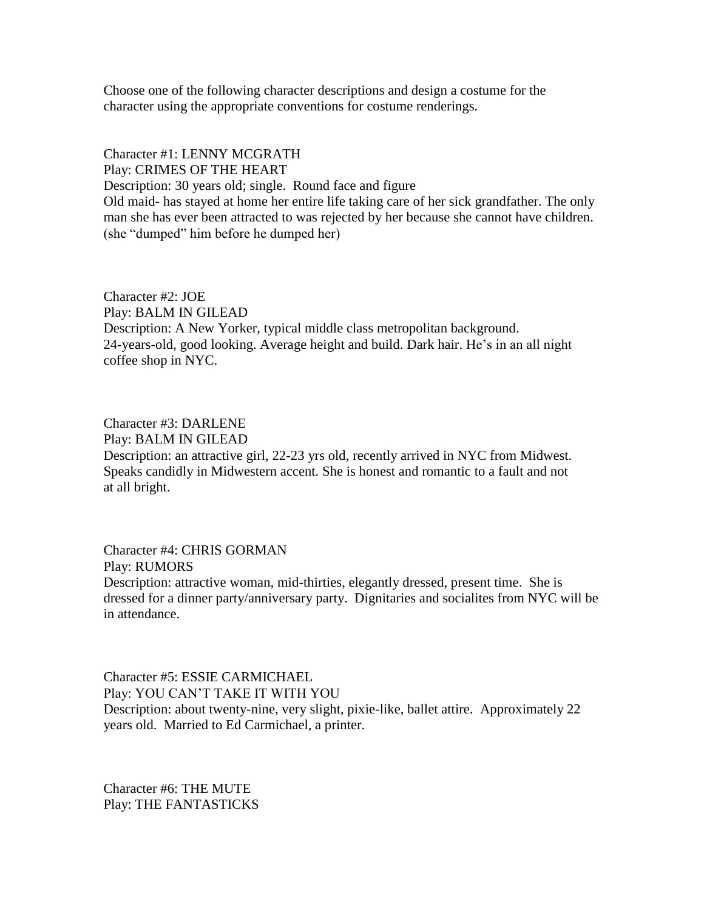Choose one of the following character descriptions and design a costume for the character using the appropriate conventions for costume renderings.

Character #1: LENNY MCGRATH
Play: CRIMES OF THE HEART
Description: 30 years old; single. Round face and figure
Old maid- has stayed at home her entire life taking care of her sick grandfather. The only man she has ever been attracted to was rejected by her because she cannot have children. (she "dumped" him before he dumped her)

Character #2: JOE
Play: BALM IN GILEAD
Description: A New Yorker, typical middle class metropolitan background.
24-years-old, good looking. Average height and build. Dark hair. He's in an all night coffee shop in NYC.

Character #3: DARLENE
Play: BALM IN GILEAD
Description: an attractive girl, 22-23 yrs old, recently arrived in NYC from Midwest. Speaks candidly in Midwestern accent. She is honest and romantic to a fault and not at all bright.

Character #4: CHRIS GORMAN
Play: RUMORS
Description: attractive woman, mid-thirties, elegantly dressed, present time. She is dressed for a dinner party/anniversary party. Dignitaries and socialites from NYC will be in attendance.

Character #5: ESSIE CARMICHAEL
Play: YOU CAN'T TAKE IT WITH YOU
Description: about twenty-nine, very slight, pixie-like, ballet attire. Approximately 22 years old. Married to Ed Carmichael, a printer.

Character #6: THE MUTE
Play: THE FANTASTICKS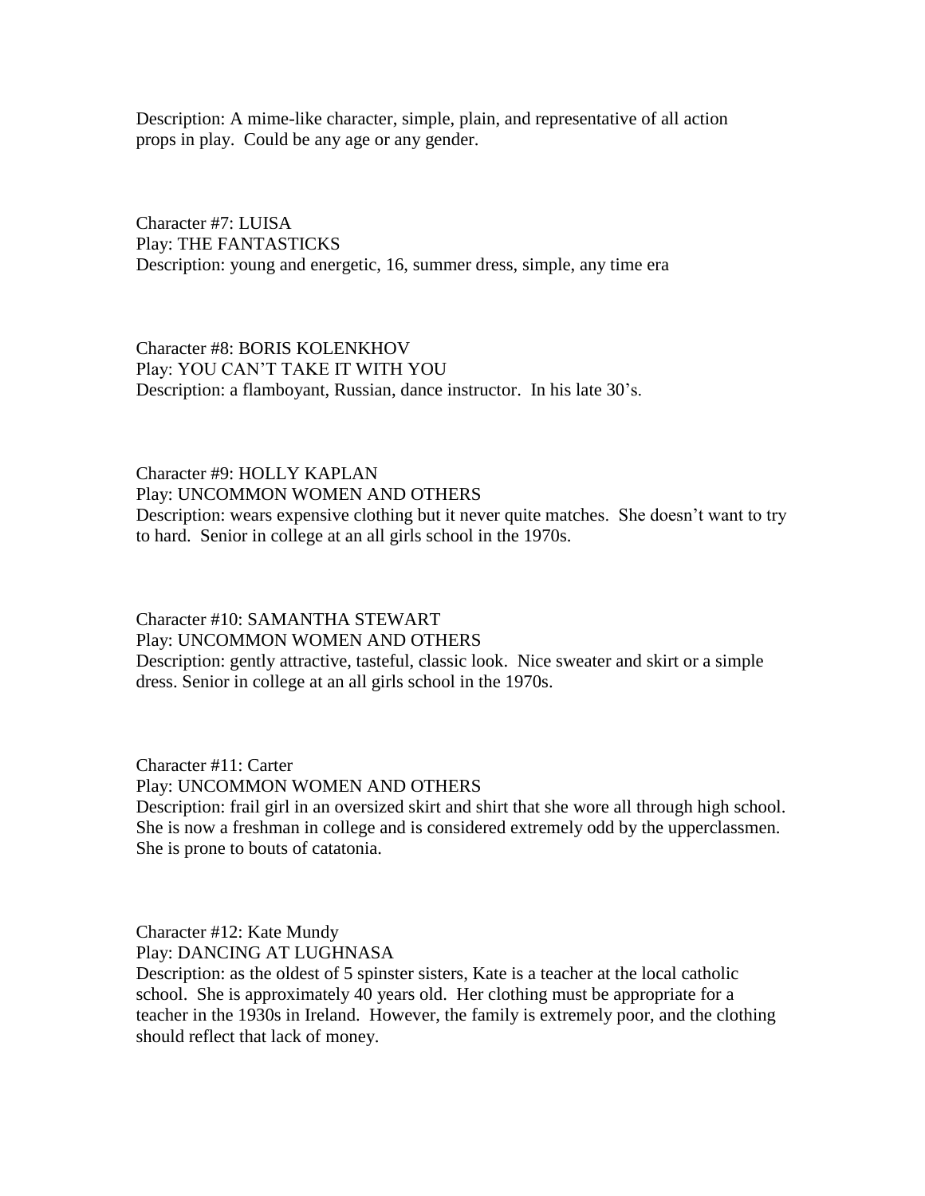Description: A mime-like character, simple, plain, and representative of all action props in play. Could be any age or any gender.

Character #7: LUISA
Play: THE FANTASTICKS
Description: young and energetic, 16, summer dress, simple, any time era

Character #8: BORIS KOLENKHOV
Play: YOU CAN'T TAKE IT WITH YOU
Description: a flamboyant, Russian, dance instructor. In his late 30's.

Character #9: HOLLY KAPLAN
Play: UNCOMMON WOMEN AND OTHERS
Description: wears expensive clothing but it never quite matches. She doesn't want to try to hard. Senior in college at an all girls school in the 1970s.

Character #10: SAMANTHA STEWART
Play: UNCOMMON WOMEN AND OTHERS
Description: gently attractive, tasteful, classic look. Nice sweater and skirt or a simple dress. Senior in college at an all girls school in the 1970s.

Character #11: Carter
Play: UNCOMMON WOMEN AND OTHERS
Description: frail girl in an oversized skirt and shirt that she wore all through high school. She is now a freshman in college and is considered extremely odd by the upperclassmen. She is prone to bouts of catatonia.

Character #12: Kate Mundy
Play: DANCING AT LUGHNASA
Description: as the oldest of 5 spinster sisters, Kate is a teacher at the local catholic school. She is approximately 40 years old. Her clothing must be appropriate for a teacher in the 1930s in Ireland. However, the family is extremely poor, and the clothing should reflect that lack of money.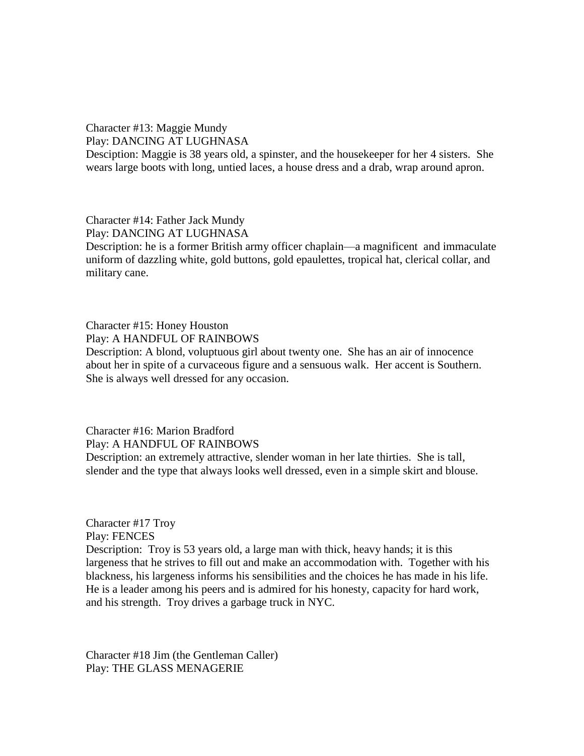Character #13: Maggie Mundy
Play: DANCING AT LUGHNASA
Desciption: Maggie is 38 years old, a spinster, and the housekeeper for her 4 sisters. She wears large boots with long, untied laces, a house dress and a drab, wrap around apron.

Character #14: Father Jack Mundy
Play: DANCING AT LUGHNASA
Description: he is a former British army officer chaplain—a magnificent and immaculate uniform of dazzling white, gold buttons, gold epaulettes, tropical hat, clerical collar, and military cane.

Character #15: Honey Houston
Play: A HANDFUL OF RAINBOWS
Description: A blond, voluptuous girl about twenty one. She has an air of innocence about her in spite of a curvaceous figure and a sensuous walk. Her accent is Southern. She is always well dressed for any occasion.

Character #16: Marion Bradford
Play: A HANDFUL OF RAINBOWS
Description: an extremely attractive, slender woman in her late thirties. She is tall, slender and the type that always looks well dressed, even in a simple skirt and blouse.

Character #17 Troy
Play: FENCES
Description: Troy is 53 years old, a large man with thick, heavy hands; it is this largeness that he strives to fill out and make an accommodation with. Together with his blackness, his largeness informs his sensibilities and the choices he has made in his life. He is a leader among his peers and is admired for his honesty, capacity for hard work, and his strength. Troy drives a garbage truck in NYC.

Character #18 Jim (the Gentleman Caller)
Play: THE GLASS MENAGERIE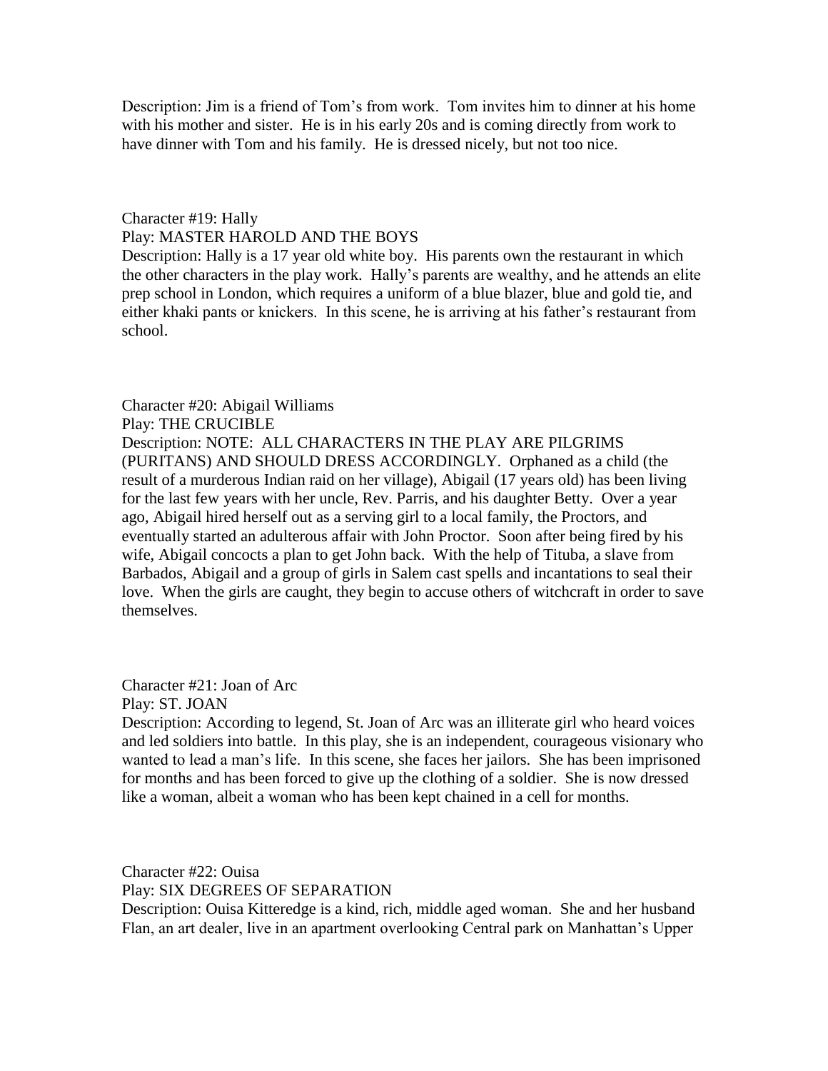Description: Jim is a friend of Tom's from work. Tom invites him to dinner at his home with his mother and sister. He is in his early 20s and is coming directly from work to have dinner with Tom and his family. He is dressed nicely, but not too nice.

Character #19: Hally
Play: MASTER HAROLD AND THE BOYS
Description: Hally is a 17 year old white boy. His parents own the restaurant in which the other characters in the play work. Hally's parents are wealthy, and he attends an elite prep school in London, which requires a uniform of a blue blazer, blue and gold tie, and either khaki pants or knickers. In this scene, he is arriving at his father's restaurant from school.

Character #20: Abigail Williams
Play: THE CRUCIBLE
Description: NOTE: ALL CHARACTERS IN THE PLAY ARE PILGRIMS (PURITANS) AND SHOULD DRESS ACCORDINGLY. Orphaned as a child (the result of a murderous Indian raid on her village), Abigail (17 years old) has been living for the last few years with her uncle, Rev. Parris, and his daughter Betty. Over a year ago, Abigail hired herself out as a serving girl to a local family, the Proctors, and eventually started an adulterous affair with John Proctor. Soon after being fired by his wife, Abigail concocts a plan to get John back. With the help of Tituba, a slave from Barbados, Abigail and a group of girls in Salem cast spells and incantations to seal their love. When the girls are caught, they begin to accuse others of witchcraft in order to save themselves.

Character #21: Joan of Arc
Play: ST. JOAN
Description: According to legend, St. Joan of Arc was an illiterate girl who heard voices and led soldiers into battle. In this play, she is an independent, courageous visionary who wanted to lead a man's life. In this scene, she faces her jailors. She has been imprisoned for months and has been forced to give up the clothing of a soldier. She is now dressed like a woman, albeit a woman who has been kept chained in a cell for months.

Character #22: Ouisa
Play: SIX DEGREES OF SEPARATION
Description: Ouisa Kitteredge is a kind, rich, middle aged woman. She and her husband Flan, an art dealer, live in an apartment overlooking Central park on Manhattan's Upper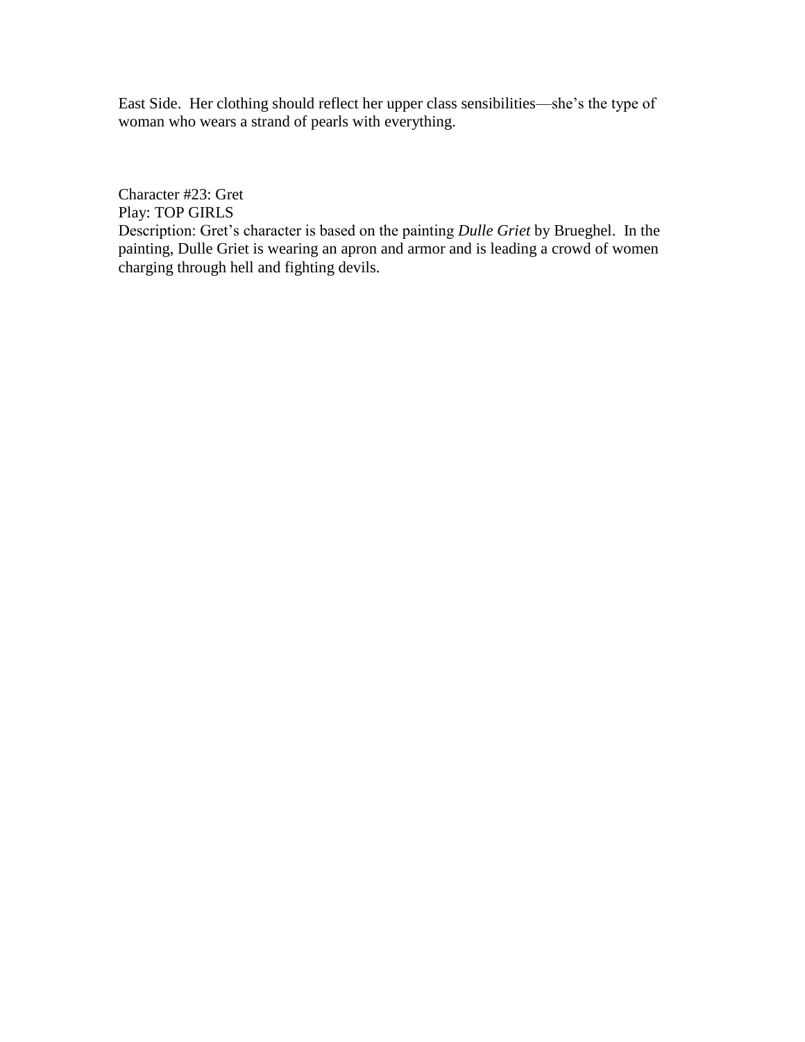East Side. Her clothing should reflect her upper class sensibilities—she's the type of woman who wears a strand of pearls with everything.

Character #23: Gret
Play: TOP GIRLS
Description: Gret's character is based on the painting *Dulle Griet* by Brueghel. In the painting, Dulle Griet is wearing an apron and armor and is leading a crowd of women charging through hell and fighting devils.